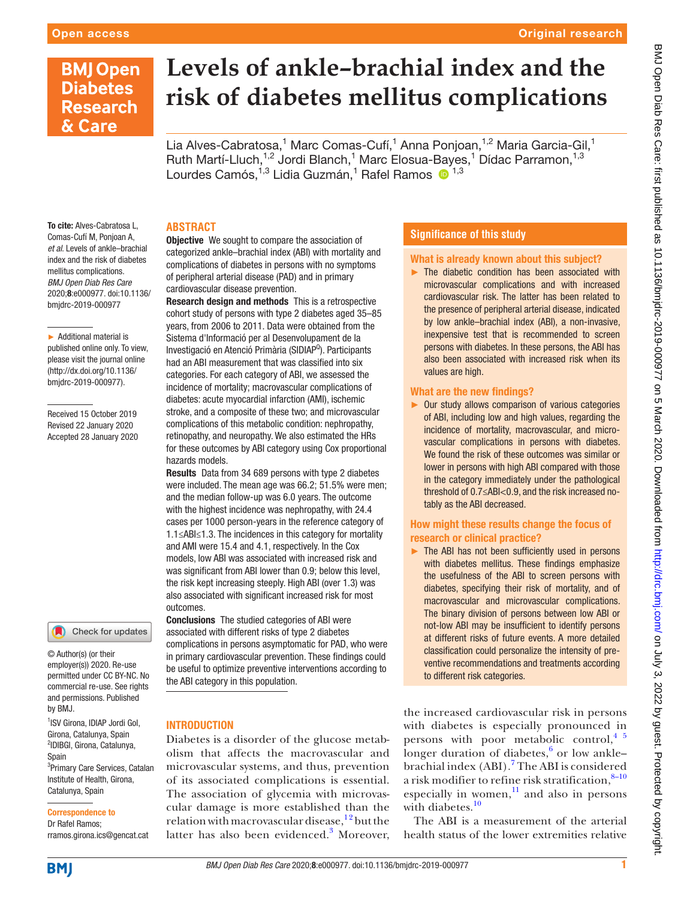Open access

Original research

# Levels of ankle–brachial index and the risk of diabetes mellitus complications

Lia Alves-Cabratosa,[1] Marc Comas-Cufí,[1] Anna Ponjoan,[1,2] Maria Garcia-Gil,[1] Ruth Martí-Lluch,[1,2] Jordi Blanch,[1] Marc Elosua-Bayes,[1] Dídac Parramon,[1,3] Lourdes Camós,[1,3] Lidia Guzmán,[1] Rafel Ramos [1,3]

**To cite:** Alves-Cabratosa L, Comas-Cufí M, Ponjoan A, *et al*. Levels of ankle–brachial index and the risk of diabetes mellitus complications. *BMJ Open Diab Res Care* 2020;**8**:e000977. doi:10.1136/bmjdrc-2019-000977

► Additional material is published online only. To view, please visit the journal online (http://dx.doi.org/10.1136/bmjdrc-2019-000977).

Received 15 October 2019
Revised 22 January 2020
Accepted 28 January 2020

© Author(s) (or their employer(s)) 2020. Re-use permitted under CC BY-NC. No commercial re-use. See rights and permissions. Published by BMJ.

[1]ISV Girona, IDIAP Jordi Gol, Girona, Catalunya, Spain
[2]IDIBGI, Girona, Catalunya, Spain
[3]Primary Care Services, Catalan Institute of Health, Girona, Catalunya, Spain

**Correspondence to**
Dr Rafel Ramos;
rramos.girona.ics@gencat.cat

## ABSTRACT

**Objective** We sought to compare the association of categorized ankle–brachial index (ABI) with mortality and complications of diabetes in persons with no symptoms of peripheral arterial disease (PAD) and in primary cardiovascular disease prevention.

**Research design and methods** This is a retrospective cohort study of persons with type 2 diabetes aged 35–85 years, from 2006 to 2011. Data were obtained from the Sistema d'Informació per al Desenvolupament de la Investigació en Atenció Primària (SIDIAP[Q]). Participants had an ABI measurement that was classified into six categories. For each category of ABI, we assessed the incidence of mortality; macrovascular complications of diabetes: acute myocardial infarction (AMI), ischemic stroke, and a composite of these two; and microvascular complications of this metabolic condition: nephropathy, retinopathy, and neuropathy. We also estimated the HRs for these outcomes by ABI category using Cox proportional hazards models.

**Results** Data from 34 689 persons with type 2 diabetes were included. The mean age was 66.2; 51.5% were men; and the median follow-up was 6.0 years. The outcome with the highest incidence was nephropathy, with 24.4 cases per 1000 person-years in the reference category of 1.1≤ABI≤1.3. The incidences in this category for mortality and AMI were 15.4 and 4.1, respectively. In the Cox models, low ABI was associated with increased risk and was significant from ABI lower than 0.9; below this level, the risk kept increasing steeply. High ABI (over 1.3) was also associated with significant increased risk for most outcomes.

**Conclusions** The studied categories of ABI were associated with different risks of type 2 diabetes complications in persons asymptomatic for PAD, who were in primary cardiovascular prevention. These findings could be useful to optimize preventive interventions according to the ABI category in this population.

## Significance of this study

### What is already known about this subject?

► The diabetic condition has been associated with microvascular complications and with increased cardiovascular risk. The latter has been related to the presence of peripheral arterial disease, indicated by low ankle–brachial index (ABI), a non-invasive, inexpensive test that is recommended to screen persons with diabetes. In these persons, the ABI has also been associated with increased risk when its values are high.

### What are the new findings?

► Our study allows comparison of various categories of ABI, including low and high values, regarding the incidence of mortality, macrovascular, and microvascular complications in persons with diabetes. We found the risk of these outcomes was similar or lower in persons with high ABI compared with those in the category immediately under the pathological threshold of 0.7≤ABI<0.9, and the risk increased notably as the ABI decreased.

### How might these results change the focus of research or clinical practice?

► The ABI has not been sufficiently used in persons with diabetes mellitus. These findings emphasize the usefulness of the ABI to screen persons with diabetes, specifying their risk of mortality, and of macrovascular and microvascular complications. The binary division of persons between low ABI or not-low ABI may be insufficient to identify persons at different risks of future events. A more detailed classification could personalize the intensity of preventive recommendations and treatments according to different risk categories.

## INTRODUCTION

Diabetes is a disorder of the glucose metabolism that affects the macrovascular and microvascular systems, and thus, prevention of its associated complications is essential. The association of glycemia with microvascular damage is more established than the relation with macrovascular disease,[1,2] but the latter has also been evidenced.[3] Moreover, the increased cardiovascular risk in persons with diabetes is especially pronounced in persons with poor metabolic control,[4,5] longer duration of diabetes,[6] or low ankle–brachial index (ABI).[7] The ABI is considered a risk modifier to refine risk stratification,[8–10] especially in women,[11] and also in persons with diabetes.[10]

The ABI is a measurement of the arterial health status of the lower extremities relative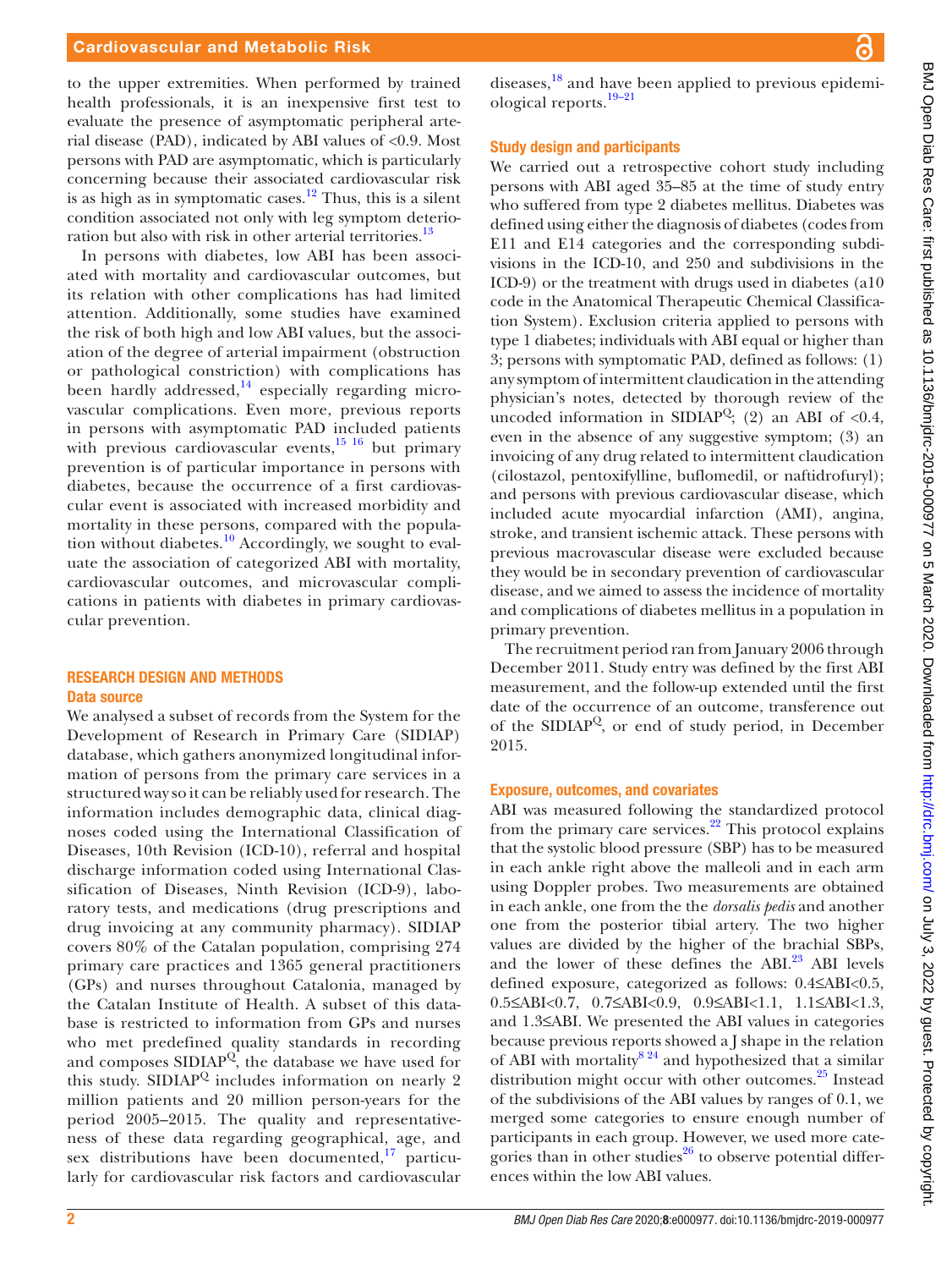to the upper extremities. When performed by trained health professionals, it is an inexpensive first test to evaluate the presence of asymptomatic peripheral arterial disease (PAD), indicated by ABI values of <0.9. Most persons with PAD are asymptomatic, which is particularly concerning because their associated cardiovascular risk is as high as in symptomatic cases.[12] Thus, this is a silent condition associated not only with leg symptom deterioration but also with risk in other arterial territories.[13]

In persons with diabetes, low ABI has been associated with mortality and cardiovascular outcomes, but its relation with other complications has had limited attention. Additionally, some studies have examined the risk of both high and low ABI values, but the association of the degree of arterial impairment (obstruction or pathological constriction) with complications has been hardly addressed,[14] especially regarding microvascular complications. Even more, previous reports in persons with asymptomatic PAD included patients with previous cardiovascular events,[15 16] but primary prevention is of particular importance in persons with diabetes, because the occurrence of a first cardiovascular event is associated with increased morbidity and mortality in these persons, compared with the population without diabetes.[10] Accordingly, we sought to evaluate the association of categorized ABI with mortality, cardiovascular outcomes, and microvascular complications in patients with diabetes in primary cardiovascular prevention.

## RESEARCH DESIGN AND METHODS

### Data source

We analysed a subset of records from the System for the Development of Research in Primary Care (SIDIAP) database, which gathers anonymized longitudinal information of persons from the primary care services in a structured way so it can be reliably used for research. The information includes demographic data, clinical diagnoses coded using the International Classification of Diseases, 10th Revision (ICD-10), referral and hospital discharge information coded using International Classification of Diseases, Ninth Revision (ICD-9), laboratory tests, and medications (drug prescriptions and drug invoicing at any community pharmacy). SIDIAP covers 80% of the Catalan population, comprising 274 primary care practices and 1365 general practitioners (GPs) and nurses throughout Catalonia, managed by the Catalan Institute of Health. A subset of this database is restricted to information from GPs and nurses who met predefined quality standards in recording and composes SIDIAP$^{Q}$, the database we have used for this study. SIDIAP$^{Q}$ includes information on nearly 2 million patients and 20 million person-years for the period 2005–2015. The quality and representativeness of these data regarding geographical, age, and sex distributions have been documented,[17] particularly for cardiovascular risk factors and cardiovascular diseases,[18] and have been applied to previous epidemiological reports.[19–21]

### Study design and participants

We carried out a retrospective cohort study including persons with ABI aged 35–85 at the time of study entry who suffered from type 2 diabetes mellitus. Diabetes was defined using either the diagnosis of diabetes (codes from E11 and E14 categories and the corresponding subdivisions in the ICD-10, and 250 and subdivisions in the ICD-9) or the treatment with drugs used in diabetes (a10 code in the Anatomical Therapeutic Chemical Classification System). Exclusion criteria applied to persons with type 1 diabetes; individuals with ABI equal or higher than 3; persons with symptomatic PAD, defined as follows: (1) any symptom of intermittent claudication in the attending physician's notes, detected by thorough review of the uncoded information in SIDIAP$^{Q}$; (2) an ABI of <0.4, even in the absence of any suggestive symptom; (3) an invoicing of any drug related to intermittent claudication (cilostazol, pentoxifylline, buflomedil, or naftidrofuryl); and persons with previous cardiovascular disease, which included acute myocardial infarction (AMI), angina, stroke, and transient ischemic attack. These persons with previous macrovascular disease were excluded because they would be in secondary prevention of cardiovascular disease, and we aimed to assess the incidence of mortality and complications of diabetes mellitus in a population in primary prevention.

The recruitment period ran from January 2006 through December 2011. Study entry was defined by the first ABI measurement, and the follow-up extended until the first date of the occurrence of an outcome, transference out of the SIDIAP$^{Q}$, or end of study period, in December 2015.

### Exposure, outcomes, and covariates

ABI was measured following the standardized protocol from the primary care services.[22] This protocol explains that the systolic blood pressure (SBP) has to be measured in each ankle right above the malleoli and in each arm using Doppler probes. Two measurements are obtained in each ankle, one from the the *dorsalis pedis* and another one from the posterior tibial artery. The two higher values are divided by the higher of the brachial SBPs, and the lower of these defines the ABI.[23] ABI levels defined exposure, categorized as follows: $0.4 \le \text{ABI} < 0.5$, $0.5 \le \text{ABI} < 0.7$, $0.7 \le \text{ABI} < 0.9$, $0.9 \le \text{ABI} < 1.1$, $1.1 \le \text{ABI} < 1.3$, and $1.3 \le \text{ABI}$. We presented the ABI values in categories because previous reports showed a J shape in the relation of ABI with mortality[8 24] and hypothesized that a similar distribution might occur with other outcomes.[25] Instead of the subdivisions of the ABI values by ranges of 0.1, we merged some categories to ensure enough number of participants in each group. However, we used more categories than in other studies[26] to observe potential differences within the low ABI values.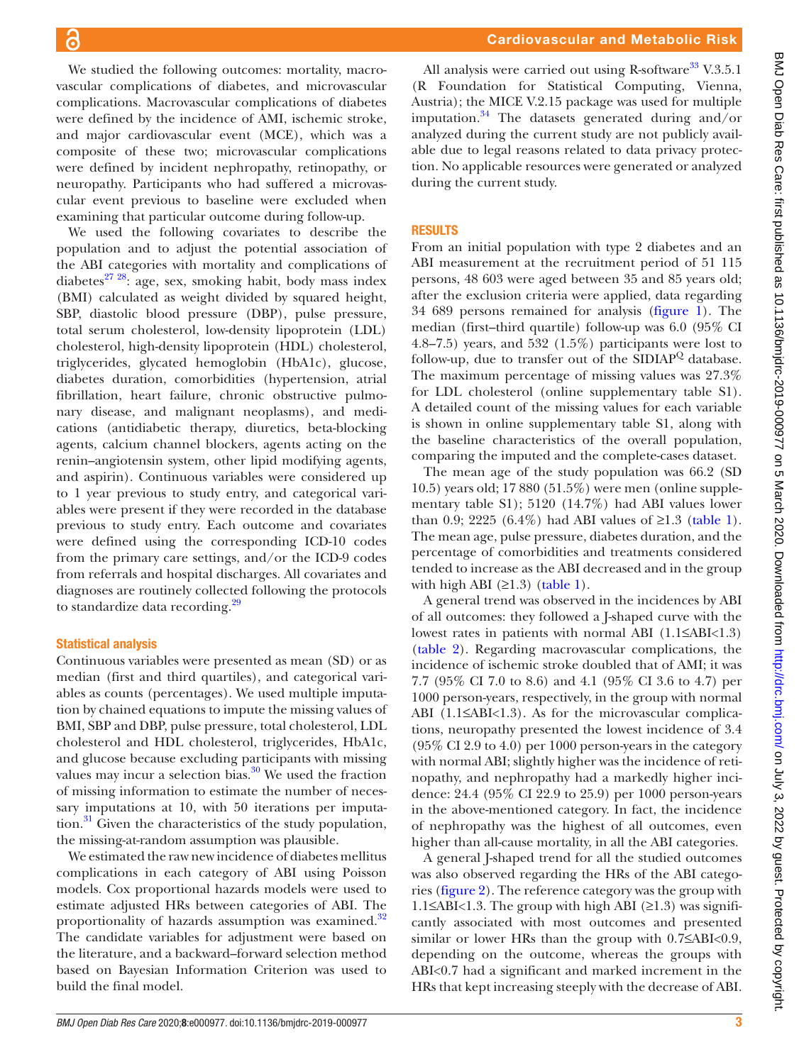We studied the following outcomes: mortality, macrovascular complications of diabetes, and microvascular complications. Macrovascular complications of diabetes were defined by the incidence of AMI, ischemic stroke, and major cardiovascular event (MCE), which was a composite of these two; microvascular complications were defined by incident nephropathy, retinopathy, or neuropathy. Participants who had suffered a microvascular event previous to baseline were excluded when examining that particular outcome during follow-up.

We used the following covariates to describe the population and to adjust the potential association of the ABI categories with mortality and complications of diabetes[27 28]: age, sex, smoking habit, body mass index (BMI) calculated as weight divided by squared height, SBP, diastolic blood pressure (DBP), pulse pressure, total serum cholesterol, low-density lipoprotein (LDL) cholesterol, high-density lipoprotein (HDL) cholesterol, triglycerides, glycated hemoglobin (HbA1c), glucose, diabetes duration, comorbidities (hypertension, atrial fibrillation, heart failure, chronic obstructive pulmonary disease, and malignant neoplasms), and medications (antidiabetic therapy, diuretics, beta-blocking agents, calcium channel blockers, agents acting on the renin–angiotensin system, other lipid modifying agents, and aspirin). Continuous variables were considered up to 1 year previous to study entry, and categorical variables were present if they were recorded in the database previous to study entry. Each outcome and covariates were defined using the corresponding ICD-10 codes from the primary care settings, and/or the ICD-9 codes from referrals and hospital discharges. All covariates and diagnoses are routinely collected following the protocols to standardize data recording.[29]

### Statistical analysis

Continuous variables were presented as mean (SD) or as median (first and third quartiles), and categorical variables as counts (percentages). We used multiple imputation by chained equations to impute the missing values of BMI, SBP and DBP, pulse pressure, total cholesterol, LDL cholesterol and HDL cholesterol, triglycerides, HbA1c, and glucose because excluding participants with missing values may incur a selection bias.[30] We used the fraction of missing information to estimate the number of necessary imputations at 10, with 50 iterations per imputation.[31] Given the characteristics of the study population, the missing-at-random assumption was plausible.

We estimated the raw new incidence of diabetes mellitus complications in each category of ABI using Poisson models. Cox proportional hazards models were used to estimate adjusted HRs between categories of ABI. The proportionality of hazards assumption was examined.[32] The candidate variables for adjustment were based on the literature, and a backward–forward selection method based on Bayesian Information Criterion was used to build the final model.

All analysis were carried out using R-software[33] V.3.5.1 (R Foundation for Statistical Computing, Vienna, Austria); the MICE V.2.15 package was used for multiple imputation.[34] The datasets generated during and/or analyzed during the current study are not publicly available due to legal reasons related to data privacy protection. No applicable resources were generated or analyzed during the current study.

## RESULTS

From an initial population with type 2 diabetes and an ABI measurement at the recruitment period of 51 115 persons, 48 603 were aged between 35 and 85 years old; after the exclusion criteria were applied, data regarding 34 689 persons remained for analysis (figure 1). The median (first–third quartile) follow-up was 6.0 (95% CI 4.8–7.5) years, and 532 (1.5%) participants were lost to follow-up, due to transfer out of the SIDIAP[Q] database. The maximum percentage of missing values was 27.3% for LDL cholesterol (online supplementary table S1). A detailed count of the missing values for each variable is shown in online supplementary table S1, along with the baseline characteristics of the overall population, comparing the imputed and the complete-cases dataset.

The mean age of the study population was 66.2 (SD 10.5) years old; 17 880 (51.5%) were men (online supplementary table S1); 5120 (14.7%) had ABI values lower than 0.9; 2225 (6.4%) had ABI values of ≥1.3 (table 1). The mean age, pulse pressure, diabetes duration, and the percentage of comorbidities and treatments considered tended to increase as the ABI decreased and in the group with high ABI (≥1.3) (table 1).

A general trend was observed in the incidences by ABI of all outcomes: they followed a J-shaped curve with the lowest rates in patients with normal ABI (1.1≤ABI<1.3) (table 2). Regarding macrovascular complications, the incidence of ischemic stroke doubled that of AMI; it was 7.7 (95% CI 7.0 to 8.6) and 4.1 (95% CI 3.6 to 4.7) per 1000 person-years, respectively, in the group with normal ABI (1.1≤ABI<1.3). As for the microvascular complications, neuropathy presented the lowest incidence of 3.4 (95% CI 2.9 to 4.0) per 1000 person-years in the category with normal ABI; slightly higher was the incidence of retinopathy, and nephropathy had a markedly higher incidence: 24.4 (95% CI 22.9 to 25.9) per 1000 person-years in the above-mentioned category. In fact, the incidence of nephropathy was the highest of all outcomes, even higher than all-cause mortality, in all the ABI categories.

A general J-shaped trend for all the studied outcomes was also observed regarding the HRs of the ABI categories (figure 2). The reference category was the group with 1.1≤ABI<1.3. The group with high ABI (≥1.3) was significantly associated with most outcomes and presented similar or lower HRs than the group with 0.7≤ABI<0.9, depending on the outcome, whereas the groups with ABI<0.7 had a significant and marked increment in the HRs that kept increasing steeply with the decrease of ABI.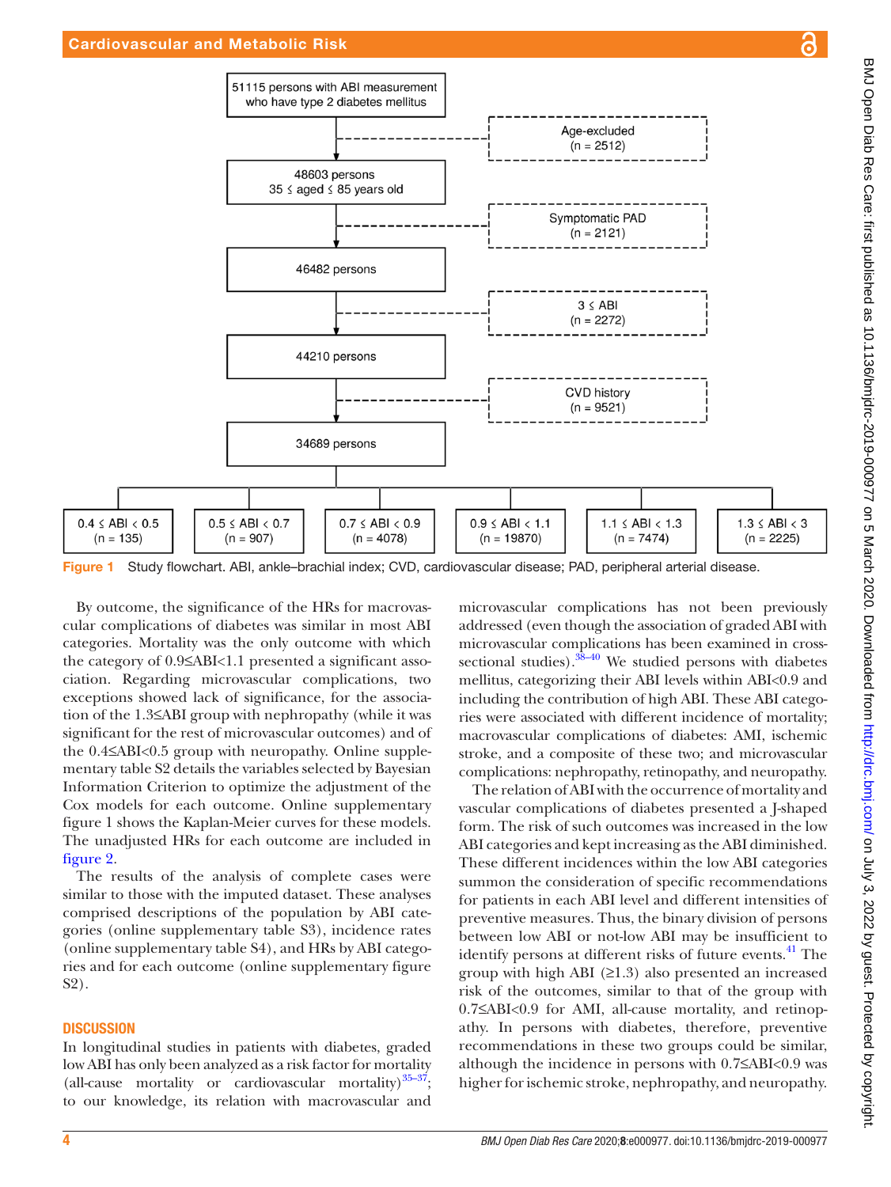51115 persons with ABI measurement who have type 2 diabetes mellitus

Age-excluded (n = 2512)

48603 persons 35 ≤ aged ≤ 85 years old

Symptomatic PAD (n = 2121)

46482 persons

3 ≤ ABI (n = 2272)

44210 persons

CVD history (n = 9521)

34689 persons

| 0.4 ≤ ABI < 0.5 | 0.5 ≤ ABI < 0.7 | 0.7 ≤ ABI < 0.9 | 0.9 ≤ ABI < 1.1 | 1.1 ≤ ABI < 1.3 | 1.3 ≤ ABI < 3 |
|---|---|---|---|---|---|
| (n = 135) | (n = 907) | (n = 4078) | (n = 19870) | (n = 7474) | (n = 2225) |

**Figure 1** Study flowchart. ABI, ankle–brachial index; CVD, cardiovascular disease; PAD, peripheral arterial disease.

By outcome, the significance of the HRs for macrovascular complications of diabetes was similar in most ABI categories. Mortality was the only outcome with which the category of 0.9≤ABI<1.1 presented a significant association. Regarding microvascular complications, two exceptions showed lack of significance, for the association of the 1.3≤ABI group with nephropathy (while it was significant for the rest of microvascular outcomes) and of the 0.4≤ABI<0.5 group with neuropathy. Online supplementary table S2 details the variables selected by Bayesian Information Criterion to optimize the adjustment of the Cox models for each outcome. Online supplementary figure 1 shows the Kaplan-Meier curves for these models. The unadjusted HRs for each outcome are included in figure 2.

The results of the analysis of complete cases were similar to those with the imputed dataset. These analyses comprised descriptions of the population by ABI categories (online supplementary table S3), incidence rates (online supplementary table S4), and HRs by ABI categories and for each outcome (online supplementary figure S2).

## DISCUSSION

In longitudinal studies in patients with diabetes, graded low ABI has only been analyzed as a risk factor for mortality (all-cause mortality or cardiovascular mortality)[35–37]; to our knowledge, its relation with macrovascular and microvascular complications has not been previously addressed (even though the association of graded ABI with microvascular complications has been examined in cross-sectional studies).[38–40] We studied persons with diabetes mellitus, categorizing their ABI levels within ABI<0.9 and including the contribution of high ABI. These ABI categories were associated with different incidence of mortality; macrovascular complications of diabetes: AMI, ischemic stroke, and a composite of these two; and microvascular complications: nephropathy, retinopathy, and neuropathy.

The relation of ABI with the occurrence of mortality and vascular complications of diabetes presented a J-shaped form. The risk of such outcomes was increased in the low ABI categories and kept increasing as the ABI diminished. These different incidences within the low ABI categories summon the consideration of specific recommendations for patients in each ABI level and different intensities of preventive measures. Thus, the binary division of persons between low ABI or not-low ABI may be insufficient to identify persons at different risks of future events.[41] The group with high ABI (≥1.3) also presented an increased risk of the outcomes, similar to that of the group with 0.7≤ABI<0.9 for AMI, all-cause mortality, and retinopathy. In persons with diabetes, therefore, preventive recommendations in these two groups could be similar, although the incidence in persons with 0.7≤ABI<0.9 was higher for ischemic stroke, nephropathy, and neuropathy.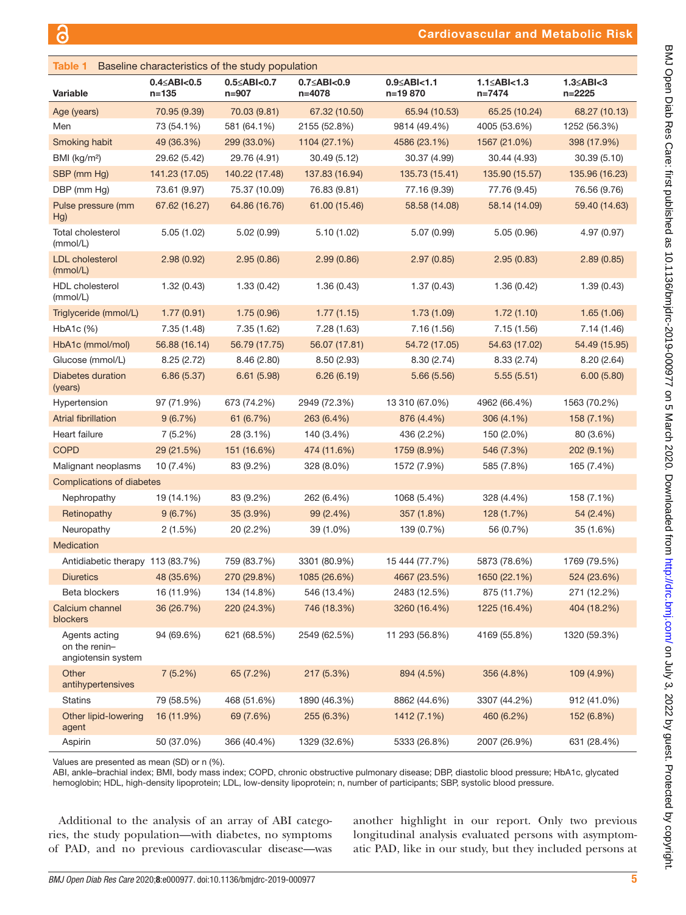**Table 1** Baseline characteristics of the study population

| Variable | 0.4≤ABI<0.5 n=135 | 0.5≤ABI<0.7 n=907 | 0.7≤ABI<0.9 n=4078 | 0.9≤ABI<1.1 n=19 870 | 1.1≤ABI<1.3 n=7474 | 1.3≤ABI<3 n=2225 |
|---|---|---|---|---|---|---|
| Age (years) | 70.95 (9.39) | 70.03 (9.81) | 67.32 (10.50) | 65.94 (10.53) | 65.25 (10.24) | 68.27 (10.13) |
| Men | 73 (54.1%) | 581 (64.1%) | 2155 (52.8%) | 9814 (49.4%) | 4005 (53.6%) | 1252 (56.3%) |
| Smoking habit | 49 (36.3%) | 299 (33.0%) | 1104 (27.1%) | 4586 (23.1%) | 1567 (21.0%) | 398 (17.9%) |
| BMI (kg/m²) | 29.62 (5.42) | 29.76 (4.91) | 30.49 (5.12) | 30.37 (4.99) | 30.44 (4.93) | 30.39 (5.10) |
| SBP (mm Hg) | 141.23 (17.05) | 140.22 (17.48) | 137.83 (16.94) | 135.73 (15.41) | 135.90 (15.57) | 135.96 (16.23) |
| DBP (mm Hg) | 73.61 (9.97) | 75.37 (10.09) | 76.83 (9.81) | 77.16 (9.39) | 77.76 (9.45) | 76.56 (9.76) |
| Pulse pressure (mm Hg) | 67.62 (16.27) | 64.86 (16.76) | 61.00 (15.46) | 58.58 (14.08) | 58.14 (14.09) | 59.40 (14.63) |
| Total cholesterol (mmol/L) | 5.05 (1.02) | 5.02 (0.99) | 5.10 (1.02) | 5.07 (0.99) | 5.05 (0.96) | 4.97 (0.97) |
| LDL cholesterol (mmol/L) | 2.98 (0.92) | 2.95 (0.86) | 2.99 (0.86) | 2.97 (0.85) | 2.95 (0.83) | 2.89 (0.85) |
| HDL cholesterol (mmol/L) | 1.32 (0.43) | 1.33 (0.42) | 1.36 (0.43) | 1.37 (0.43) | 1.36 (0.42) | 1.39 (0.43) |
| Triglyceride (mmol/L) | 1.77 (0.91) | 1.75 (0.96) | 1.77 (1.15) | 1.73 (1.09) | 1.72 (1.10) | 1.65 (1.06) |
| HbA1c (%) | 7.35 (1.48) | 7.35 (1.62) | 7.28 (1.63) | 7.16 (1.56) | 7.15 (1.56) | 7.14 (1.46) |
| HbA1c (mmol/mol) | 56.88 (16.14) | 56.79 (17.75) | 56.07 (17.81) | 54.72 (17.05) | 54.63 (17.02) | 54.49 (15.95) |
| Glucose (mmol/L) | 8.25 (2.72) | 8.46 (2.80) | 8.50 (2.93) | 8.30 (2.74) | 8.33 (2.74) | 8.20 (2.64) |
| Diabetes duration (years) | 6.86 (5.37) | 6.61 (5.98) | 6.26 (6.19) | 5.66 (5.56) | 5.55 (5.51) | 6.00 (5.80) |
| Hypertension | 97 (71.9%) | 673 (74.2%) | 2949 (72.3%) | 13 310 (67.0%) | 4962 (66.4%) | 1563 (70.2%) |
| Atrial fibrillation | 9 (6.7%) | 61 (6.7%) | 263 (6.4%) | 876 (4.4%) | 306 (4.1%) | 158 (7.1%) |
| Heart failure | 7 (5.2%) | 28 (3.1%) | 140 (3.4%) | 436 (2.2%) | 150 (2.0%) | 80 (3.6%) |
| COPD | 29 (21.5%) | 151 (16.6%) | 474 (11.6%) | 1759 (8.9%) | 546 (7.3%) | 202 (9.1%) |
| Malignant neoplasms | 10 (7.4%) | 83 (9.2%) | 328 (8.0%) | 1572 (7.9%) | 585 (7.8%) | 165 (7.4%) |
| Complications of diabetes | | | | | | |
| Nephropathy | 19 (14.1%) | 83 (9.2%) | 262 (6.4%) | 1068 (5.4%) | 328 (4.4%) | 158 (7.1%) |
| Retinopathy | 9 (6.7%) | 35 (3.9%) | 99 (2.4%) | 357 (1.8%) | 128 (1.7%) | 54 (2.4%) |
| Neuropathy | 2 (1.5%) | 20 (2.2%) | 39 (1.0%) | 139 (0.7%) | 56 (0.7%) | 35 (1.6%) |
| Medication | | | | | | |
| Antidiabetic therapy | 113 (83.7%) | 759 (83.7%) | 3301 (80.9%) | 15 444 (77.7%) | 5873 (78.6%) | 1769 (79.5%) |
| Diuretics | 48 (35.6%) | 270 (29.8%) | 1085 (26.6%) | 4667 (23.5%) | 1650 (22.1%) | 524 (23.6%) |
| Beta blockers | 16 (11.9%) | 134 (14.8%) | 546 (13.4%) | 2483 (12.5%) | 875 (11.7%) | 271 (12.2%) |
| Calcium channel blockers | 36 (26.7%) | 220 (24.3%) | 746 (18.3%) | 3260 (16.4%) | 1225 (16.4%) | 404 (18.2%) |
| Agents acting on the renin–angiotensin system | 94 (69.6%) | 621 (68.5%) | 2549 (62.5%) | 11 293 (56.8%) | 4169 (55.8%) | 1320 (59.3%) |
| Other antihypertensives | 7 (5.2%) | 65 (7.2%) | 217 (5.3%) | 894 (4.5%) | 356 (4.8%) | 109 (4.9%) |
| Statins | 79 (58.5%) | 468 (51.6%) | 1890 (46.3%) | 8862 (44.6%) | 3307 (44.2%) | 912 (41.0%) |
| Other lipid-lowering agent | 16 (11.9%) | 69 (7.6%) | 255 (6.3%) | 1412 (7.1%) | 460 (6.2%) | 152 (6.8%) |
| Aspirin | 50 (37.0%) | 366 (40.4%) | 1329 (32.6%) | 5333 (26.8%) | 2007 (26.9%) | 631 (28.4%) |

Values are presented as mean (SD) or n (%).

ABI, ankle–brachial index; BMI, body mass index; COPD, chronic obstructive pulmonary disease; DBP, diastolic blood pressure; HbA1c, glycated hemoglobin; HDL, high-density lipoprotein; LDL, low-density lipoprotein; n, number of participants; SBP, systolic blood pressure.

Additional to the analysis of an array of ABI categories, the study population—with diabetes, no symptoms of PAD, and no previous cardiovascular disease—was another highlight in our report. Only two previous longitudinal analysis evaluated persons with asymptomatic PAD, like in our study, but they included persons at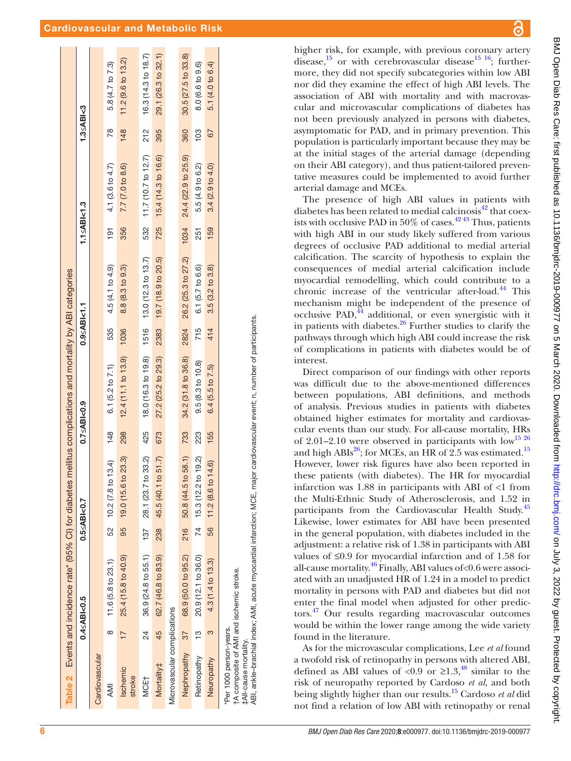**Table 2** Events and incidence rate* (95% CI) for diabetes mellitus complications and mortality by ABI categories

| | 0.4≤ABI<0.5 | | 0.5≤ABI<0.7 | | 0.7≤ABI<0.9 | | 0.9≤ABI<1.1 | | 1.1≤ABI<1.3 | | 1.3≤ABI<3 | |
|---|---|---|---|---|---|---|---|---|---|---|---|---|
| **Cardiovascular** | | | | | | | | | | | | |
| AMI | 8 | 11.6 (5.8 to 23.1) | 52 | 10.2 (7.8 to 13.4) | 148 | 6.1 (5.2 to 7.1) | 535 | 4.5 (4.1 to 4.9) | 191 | 4.1 (3.6 to 4.7) | 78 | 5.8 (4.7 to 7.3) |
| Ischemic stroke | 17 | 25.4 (15.8 to 40.9) | 95 | 19.0 (15.6 to 23.3) | 298 | 12.4 (11.1 to 13.9) | 1036 | 8.8 (8.3 to 9.3) | 356 | 7.7 (7.0 to 8.6) | 148 | 11.2 (9.6 to 13.2) |
| MCE† | 24 | 36.9 (24.8 to 55.1) | 137 | 28.1 (23.7 to 33.2) | 425 | 18.0 (16.3 to 19.8) | 1516 | 13.0 (12.3 to 13.7) | 532 | 11.7 (10.7 to 12.7) | 212 | 16.3 (14.3 to 18.7) |
| Mortality‡ | 45 | 62.7 (46.8 to 83.9) | 238 | 45.5 (40.1 to 51.7) | 673 | 27.2 (25.2 to 29.3) | 2383 | 19.7 (18.9 to 20.5) | 725 | 15.4 (14.3 to 16.6) | 395 | 29.1 (26.3 to 32.1) |
| **Microvascular complications** | | | | | | | | | | | | |
| Nephropathy | 37 | 68.9 (50.0 to 95.2) | 216 | 50.8 (44.5 to 58.1) | 733 | 34.2 (31.8 to 36.8) | 2824 | 26.2 (25.3 to 27.2) | 1034 | 24.4 (22.9 to 25.9) | 360 | 30.5 (27.5 to 33.8) |
| Retinopathy | 13 | 20.9 (12.1 to 36.0) | 74 | 15.3 (12.2 to 19.2) | 223 | 9.5 (8.3 to 10.8) | 715 | 6.1 (5.7 to 6.6) | 251 | 5.5 (4.9 to 6.2) | 103 | 8.0 (6.6 to 9.6) |
| Neuropathy | 3 | 4.3 (1.4 to 13.3) | 56 | 11.2 (8.6 to 14.6) | 155 | 6.4 (5.5 to 7.5) | 414 | 3.5 (3.2 to 3.8) | 159 | 3.4 (2.9 to 4.0) | 67 | 5.1 (4.0 to 6.4) |

*Per 1000 person-years.
†A composite of AMI and ischemic stroke.
‡All-cause mortality.
ABI, ankle–brachial index; AMI, acute myocardial infarction; MCE, major cardiovascular event; n, number of participants.

higher risk, for example, with previous coronary artery disease,[15] or with cerebrovascular disease[15 16]; furthermore, they did not specify subcategories within low ABI nor did they examine the effect of high ABI levels. The association of ABI with mortality and with macrovascular and microvascular complications of diabetes has not been previously analyzed in persons with diabetes, asymptomatic for PAD, and in primary prevention. This population is particularly important because they may be at the initial stages of the arterial damage (depending on their ABI category), and thus patient-tailored preventative measures could be implemented to avoid further arterial damage and MCEs.

The presence of high ABI values in patients with diabetes has been related to medial calcinosis[42] that coexists with occlusive PAD in 50% of cases.[42 43] Thus, patients with high ABI in our study likely suffered from various degrees of occlusive PAD additional to medial arterial calcification. The scarcity of hypothesis to explain the consequences of medial arterial calcification include myocardial remodelling, which could contribute to a chronic increase of the ventricular after-load.[44] This mechanism might be independent of the presence of occlusive PAD,[44] additional, or even synergistic with it in patients with diabetes.[26] Further studies to clarify the pathways through which high ABI could increase the risk of complications in patients with diabetes would be of interest.

Direct comparison of our findings with other reports was difficult due to the above-mentioned differences between populations, ABI definitions, and methods of analysis. Previous studies in patients with diabetes obtained higher estimates for mortality and cardiovascular events than our study. For all-cause mortality, HRs of 2.01–2.10 were observed in participants with low[15 26] and high ABIs[26]; for MCEs, an HR of 2.5 was estimated.[15] However, lower risk figures have also been reported in these patients (with diabetes). The HR for myocardial infarction was 1.88 in participants with ABI of <1 from the Multi-Ethnic Study of Atherosclerosis, and 1.52 in participants from the Cardiovascular Health Study.[45] Likewise, lower estimates for ABI have been presented in the general population, with diabetes included in the adjustment: a relative risk of 1.38 in participants with ABI values of ≤0.9 for myocardial infarction and of 1.58 for all-cause mortality.[46] Finally, ABI values of<0.6 were associated with an unadjusted HR of 1.24 in a model to predict mortality in persons with PAD and diabetes but did not enter the final model when adjusted for other predictors.[47] Our results regarding macrovascular outcomes would be within the lower range among the wide variety found in the literature.

As for the microvascular complications, Lee *et al* found a twofold risk of retinopathy in persons with altered ABI, defined as ABI values of <0.9 or ≥1.3,[48] similar to the risk of neuropathy reported by Cardoso *et al*, and both being slightly higher than our results.[15] Cardoso *et al* did not find a relation of low ABI with retinopathy or renal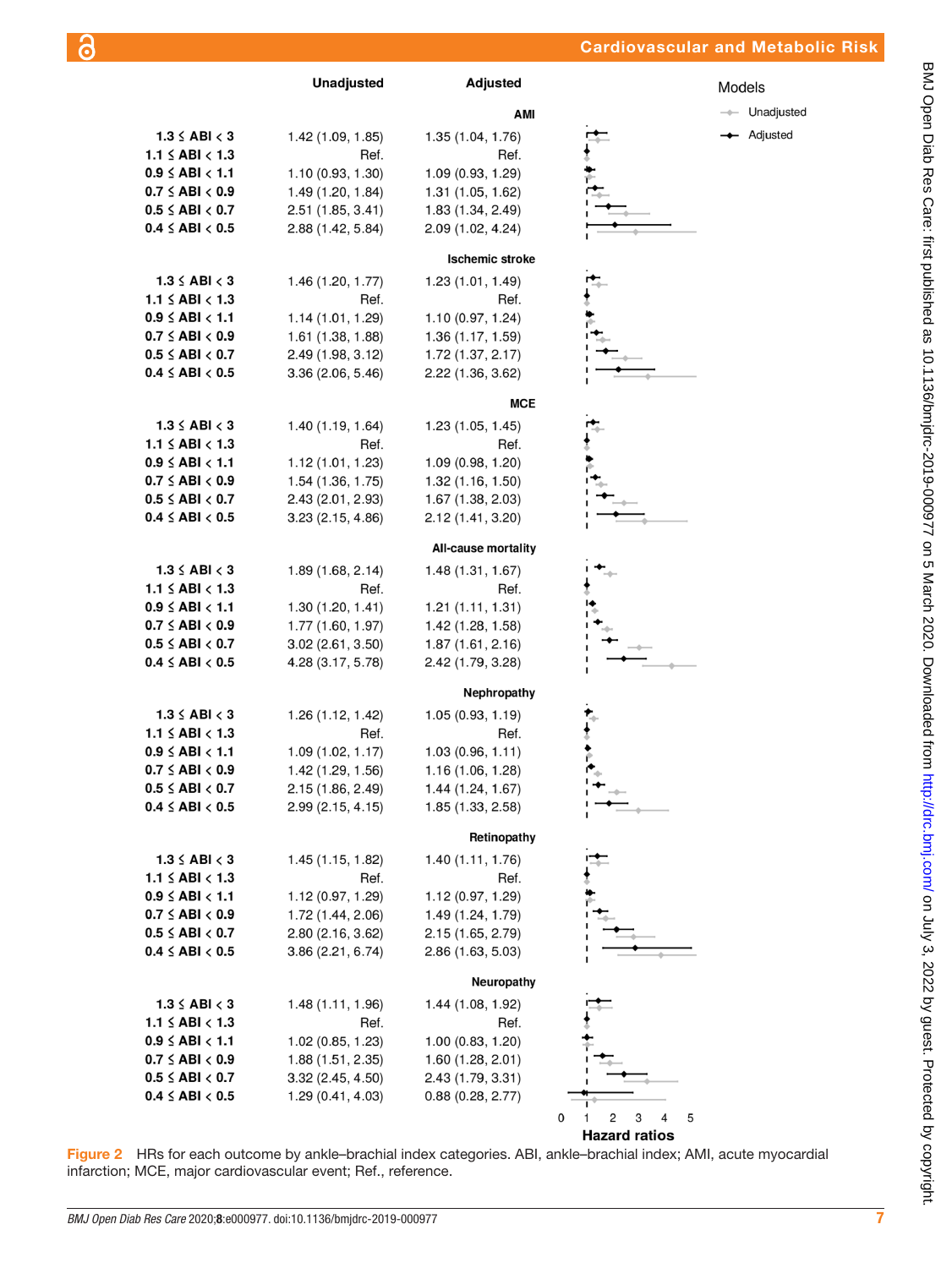| | Unadjusted | Adjusted |
|---|---|---|
| **AMI** | | |
| **1.3 ≤ ABI < 3** | 1.42 (1.09, 1.85) | 1.35 (1.04, 1.76) |
| **1.1 ≤ ABI < 1.3** | Ref. | Ref. |
| **0.9 ≤ ABI < 1.1** | 1.10 (0.93, 1.30) | 1.09 (0.93, 1.29) |
| **0.7 ≤ ABI < 0.9** | 1.49 (1.20, 1.84) | 1.31 (1.05, 1.62) |
| **0.5 ≤ ABI < 0.7** | 2.51 (1.85, 3.41) | 1.83 (1.34, 2.49) |
| **0.4 ≤ ABI < 0.5** | 2.88 (1.42, 5.84) | 2.09 (1.02, 4.24) |
| **Ischemic stroke** | | |
| **1.3 ≤ ABI < 3** | 1.46 (1.20, 1.77) | 1.23 (1.01, 1.49) |
| **1.1 ≤ ABI < 1.3** | Ref. | Ref. |
| **0.9 ≤ ABI < 1.1** | 1.14 (1.01, 1.29) | 1.10 (0.97, 1.24) |
| **0.7 ≤ ABI < 0.9** | 1.61 (1.38, 1.88) | 1.36 (1.17, 1.59) |
| **0.5 ≤ ABI < 0.7** | 2.49 (1.98, 3.12) | 1.72 (1.37, 2.17) |
| **0.4 ≤ ABI < 0.5** | 3.36 (2.06, 5.46) | 2.22 (1.36, 3.62) |
| **MCE** | | |
| **1.3 ≤ ABI < 3** | 1.40 (1.19, 1.64) | 1.23 (1.05, 1.45) |
| **1.1 ≤ ABI < 1.3** | Ref. | Ref. |
| **0.9 ≤ ABI < 1.1** | 1.12 (1.01, 1.23) | 1.09 (0.98, 1.20) |
| **0.7 ≤ ABI < 0.9** | 1.54 (1.36, 1.75) | 1.32 (1.16, 1.50) |
| **0.5 ≤ ABI < 0.7** | 2.43 (2.01, 2.93) | 1.67 (1.38, 2.03) |
| **0.4 ≤ ABI < 0.5** | 3.23 (2.15, 4.86) | 2.12 (1.41, 3.20) |
| **All-cause mortality** | | |
| **1.3 ≤ ABI < 3** | 1.89 (1.68, 2.14) | 1.48 (1.31, 1.67) |
| **1.1 ≤ ABI < 1.3** | Ref. | Ref. |
| **0.9 ≤ ABI < 1.1** | 1.30 (1.20, 1.41) | 1.21 (1.11, 1.31) |
| **0.7 ≤ ABI < 0.9** | 1.77 (1.60, 1.97) | 1.42 (1.28, 1.58) |
| **0.5 ≤ ABI < 0.7** | 3.02 (2.61, 3.50) | 1.87 (1.61, 2.16) |
| **0.4 ≤ ABI < 0.5** | 4.28 (3.17, 5.78) | 2.42 (1.79, 3.28) |
| **Nephropathy** | | |
| **1.3 ≤ ABI < 3** | 1.26 (1.12, 1.42) | 1.05 (0.93, 1.19) |
| **1.1 ≤ ABI < 1.3** | Ref. | Ref. |
| **0.9 ≤ ABI < 1.1** | 1.09 (1.02, 1.17) | 1.03 (0.96, 1.11) |
| **0.7 ≤ ABI < 0.9** | 1.42 (1.29, 1.56) | 1.16 (1.06, 1.28) |
| **0.5 ≤ ABI < 0.7** | 2.15 (1.86, 2.49) | 1.44 (1.24, 1.67) |
| **0.4 ≤ ABI < 0.5** | 2.99 (2.15, 4.15) | 1.85 (1.33, 2.58) |
| **Retinopathy** | | |
| **1.3 ≤ ABI < 3** | 1.45 (1.15, 1.82) | 1.40 (1.11, 1.76) |
| **1.1 ≤ ABI < 1.3** | Ref. | Ref. |
| **0.9 ≤ ABI < 1.1** | 1.12 (0.97, 1.29) | 1.12 (0.97, 1.29) |
| **0.7 ≤ ABI < 0.9** | 1.72 (1.44, 2.06) | 1.49 (1.24, 1.79) |
| **0.5 ≤ ABI < 0.7** | 2.80 (2.16, 3.62) | 2.15 (1.65, 2.79) |
| **0.4 ≤ ABI < 0.5** | 3.86 (2.21, 6.74) | 2.86 (1.63, 5.03) |
| **Neuropathy** | | |
| **1.3 ≤ ABI < 3** | 1.48 (1.11, 1.96) | 1.44 (1.08, 1.92) |
| **1.1 ≤ ABI < 1.3** | Ref. | Ref. |
| **0.9 ≤ ABI < 1.1** | 1.02 (0.85, 1.23) | 1.00 (0.83, 1.20) |
| **0.7 ≤ ABI < 0.9** | 1.88 (1.51, 2.35) | 1.60 (1.28, 2.01) |
| **0.5 ≤ ABI < 0.7** | 3.32 (2.45, 4.50) | 2.43 (1.79, 3.31) |
| **0.4 ≤ ABI < 0.5** | 1.29 (0.41, 4.03) | 0.88 (0.28, 2.77) |

Models: Unadjusted; Adjusted

Hazard ratios (axis: 0, 1, 2, 3, 4, 5)

**Figure 2** HRs for each outcome by ankle–brachial index categories. ABI, ankle–brachial index; AMI, acute myocardial infarction; MCE, major cardiovascular event; Ref., reference.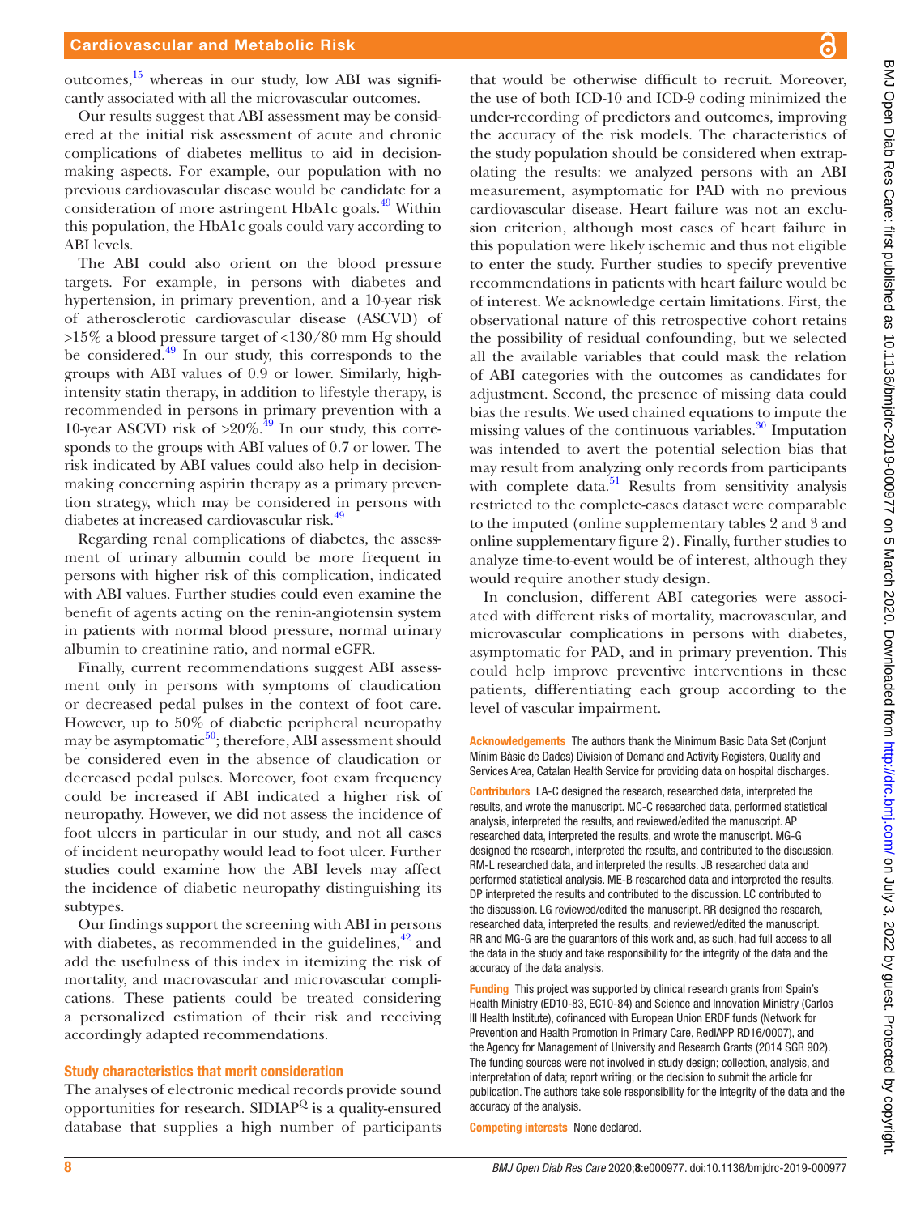outcomes,[15] whereas in our study, low ABI was significantly associated with all the microvascular outcomes.

Our results suggest that ABI assessment may be considered at the initial risk assessment of acute and chronic complications of diabetes mellitus to aid in decision-making aspects. For example, our population with no previous cardiovascular disease would be candidate for a consideration of more astringent HbA1c goals.[49] Within this population, the HbA1c goals could vary according to ABI levels.

The ABI could also orient on the blood pressure targets. For example, in persons with diabetes and hypertension, in primary prevention, and a 10-year risk of atherosclerotic cardiovascular disease (ASCVD) of >15% a blood pressure target of <130/80 mm Hg should be considered.[49] In our study, this corresponds to the groups with ABI values of 0.9 or lower. Similarly, high-intensity statin therapy, in addition to lifestyle therapy, is recommended in persons in primary prevention with a 10-year ASCVD risk of >20%.[49] In our study, this corresponds to the groups with ABI values of 0.7 or lower. The risk indicated by ABI values could also help in decision-making concerning aspirin therapy as a primary prevention strategy, which may be considered in persons with diabetes at increased cardiovascular risk.[49]

Regarding renal complications of diabetes, the assessment of urinary albumin could be more frequent in persons with higher risk of this complication, indicated with ABI values. Further studies could even examine the benefit of agents acting on the renin-angiotensin system in patients with normal blood pressure, normal urinary albumin to creatinine ratio, and normal eGFR.

Finally, current recommendations suggest ABI assessment only in persons with symptoms of claudication or decreased pedal pulses in the context of foot care. However, up to 50% of diabetic peripheral neuropathy may be asymptomatic[50]; therefore, ABI assessment should be considered even in the absence of claudication or decreased pedal pulses. Moreover, foot exam frequency could be increased if ABI indicated a higher risk of neuropathy. However, we did not assess the incidence of foot ulcers in particular in our study, and not all cases of incident neuropathy would lead to foot ulcer. Further studies could examine how the ABI levels may affect the incidence of diabetic neuropathy distinguishing its subtypes.

Our findings support the screening with ABI in persons with diabetes, as recommended in the guidelines,[42] and add the usefulness of this index in itemizing the risk of mortality, and macrovascular and microvascular complications. These patients could be treated considering a personalized estimation of their risk and receiving accordingly adapted recommendations.

### Study characteristics that merit consideration

The analyses of electronic medical records provide sound opportunities for research. SIDIAP$^{Q}$ is a quality-ensured database that supplies a high number of participants that would be otherwise difficult to recruit. Moreover, the use of both ICD-10 and ICD-9 coding minimized the under-recording of predictors and outcomes, improving the accuracy of the risk models. The characteristics of the study population should be considered when extrapolating the results: we analyzed persons with an ABI measurement, asymptomatic for PAD with no previous cardiovascular disease. Heart failure was not an exclusion criterion, although most cases of heart failure in this population were likely ischemic and thus not eligible to enter the study. Further studies to specify preventive recommendations in patients with heart failure would be of interest. We acknowledge certain limitations. First, the observational nature of this retrospective cohort retains the possibility of residual confounding, but we selected all the available variables that could mask the relation of ABI categories with the outcomes as candidates for adjustment. Second, the presence of missing data could bias the results. We used chained equations to impute the missing values of the continuous variables.[30] Imputation was intended to avert the potential selection bias that may result from analyzing only records from participants with complete data.[51] Results from sensitivity analysis restricted to the complete-cases dataset were comparable to the imputed (online supplementary tables 2 and 3 and online supplementary figure 2). Finally, further studies to analyze time-to-event would be of interest, although they would require another study design.

In conclusion, different ABI categories were associated with different risks of mortality, macrovascular, and microvascular complications in persons with diabetes, asymptomatic for PAD, and in primary prevention. This could help improve preventive interventions in these patients, differentiating each group according to the level of vascular impairment.

**Acknowledgements** The authors thank the Minimum Basic Data Set (Conjunt Mínim Bàsic de Dades) Division of Demand and Activity Registers, Quality and Services Area, Catalan Health Service for providing data on hospital discharges.

**Contributors** LA-C designed the research, researched data, interpreted the results, and wrote the manuscript. MC-C researched data, performed statistical analysis, interpreted the results, and reviewed/edited the manuscript. AP researched data, interpreted the results, and wrote the manuscript. MG-G designed the research, interpreted the results, and contributed to the discussion. RM-L researched data, and interpreted the results. JB researched data and performed statistical analysis. ME-B researched data and interpreted the results. DP interpreted the results and contributed to the discussion. LC contributed to the discussion. LG reviewed/edited the manuscript. RR designed the research, researched data, interpreted the results, and reviewed/edited the manuscript. RR and MG-G are the guarantors of this work and, as such, had full access to all the data in the study and take responsibility for the integrity of the data and the accuracy of the data analysis.

**Funding** This project was supported by clinical research grants from Spain's Health Ministry (ED10-83, EC10-84) and Science and Innovation Ministry (Carlos III Health Institute), cofinanced with European Union ERDF funds (Network for Prevention and Health Promotion in Primary Care, RedIAPP RD16/0007), and the Agency for Management of University and Research Grants (2014 SGR 902). The funding sources were not involved in study design; collection, analysis, and interpretation of data; report writing; or the decision to submit the article for publication. The authors take sole responsibility for the integrity of the data and the accuracy of the analysis.

**Competing interests** None declared.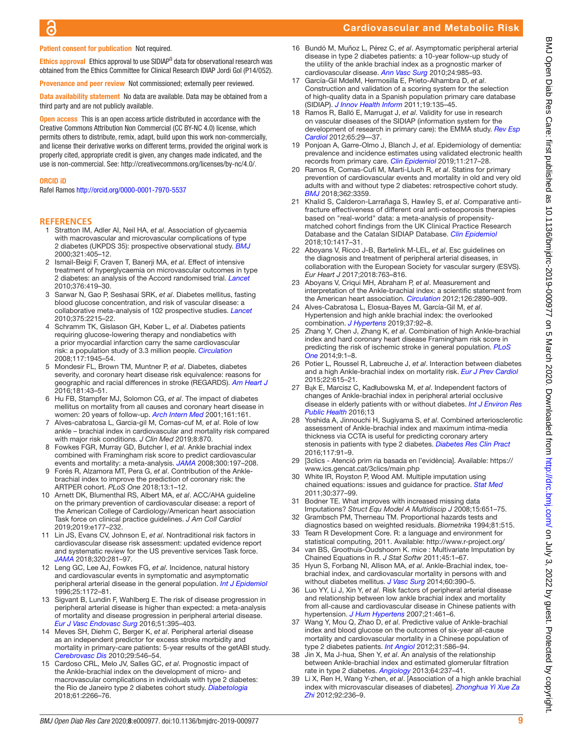**Patient consent for publication** Not required.

**Ethics approval** Ethics approval to use SIDIAP[Q] data for observational research was obtained from the Ethics Committee for Clinical Research IDIAP Jordi Gol (P14/052).

**Provenance and peer review** Not commissioned; externally peer reviewed.

**Data availability statement** No data are available. Data may be obtained from a third party and are not publicly available.

**Open access** This is an open access article distributed in accordance with the Creative Commons Attribution Non Commercial (CC BY-NC 4.0) license, which permits others to distribute, remix, adapt, build upon this work non-commercially, and license their derivative works on different terms, provided the original work is properly cited, appropriate credit is given, any changes made indicated, and the use is non-commercial. See: http://creativecommons.org/licenses/by-nc/4.0/.

**ORCID iD**

Rafel Ramos http://orcid.org/0000-0001-7970-5537

## REFERENCES

1. Stratton IM, Adler AI, Neil HA, *et al*. Association of glycaemia with macrovascular and microvascular complications of type 2 diabetes (UKPDS 35): prospective observational study. *BMJ* 2000;321:405–12.
2. Ismail-Beigi F, Craven T, Banerji MA, *et al*. Effect of intensive treatment of hyperglycaemia on microvascular outcomes in type 2 diabetes: an analysis of the Accord randomised trial. *Lancet* 2010;376:419–30.
3. Sarwar N, Gao P, Seshasai SRK, *et al*. Diabetes mellitus, fasting blood glucose concentration, and risk of vascular disease: a collaborative meta-analysis of 102 prospective studies. *Lancet* 2010;375:2215–22.
4. Schramm TK, Gislason GH, Køber L, *et al*. Diabetes patients requiring glucose-lowering therapy and nondiabetics with a prior myocardial infarction carry the same cardiovascular risk: a population study of 3.3 million people. *Circulation* 2008;117:1945–54.
5. Mondesir FL, Brown TM, Muntner P, *et al*. Diabetes, diabetes severity, and coronary heart disease risk equivalence: reasons for geographic and racial differences in stroke (REGARDS). *Am Heart J* 2016;181:43–51.
6. Hu FB, Stampfer MJ, Solomon CG, *et al*. The impact of diabetes mellitus on mortality from all causes and coronary heart disease in women: 20 years of follow-up. *Arch Intern Med* 2001;161:161.
7. Alves-cabratosa L, Garcia-gil M, Comas-cuf M, *et al*. Role of low ankle – brachial index in cardiovascular and mortality risk compared with major risk conditions. *J Clin Med* 2019;8:870.
8. Fowkes FGR, Murray GD, Butcher I, *et al*. Ankle brachial index combined with Framingham risk score to predict cardiovascular events and mortality: a meta-analysis. *JAMA* 2008;300:197–208.
9. Forés R, Alzamora MT, Pera G, *et al*. Contribution of the Ankle-brachial index to improve the prediction of coronary risk: the ARTPER cohort. *PLoS One* 2018;13:1–12.
10. Arnett DK, Blumenthal RS, Albert MA, *et al*. ACC/AHA guideline on the primary prevention of cardiovascular disease: a report of the American College of Cardiology/American heart association Task force on clinical practice guidelines. *J Am Coll Cardiol* 2019;2019:e177–232.
11. Lin JS, Evans CV, Johnson E, *et al*. Nontraditional risk factors in cardiovascular disease risk assessment: updated evidence report and systematic review for the US preventive services Task force. *JAMA* 2018;320:281–97.
12. Leng GC, Lee AJ, Fowkes FG, *et al*. Incidence, natural history and cardiovascular events in symptomatic and asymptomatic peripheral arterial disease in the general population. *Int J Epidemiol* 1996;25:1172–81.
13. Sigvant B, Lundin F, Wahlberg E. The risk of disease progression in peripheral arterial disease is higher than expected: a meta-analysis of mortality and disease progression in peripheral arterial disease. *Eur J Vasc Endovasc Surg* 2016;51:395–403.
14. Meves SH, Diehm C, Berger K, *et al*. Peripheral arterial disease as an independent predictor for excess stroke morbidity and mortality in primary-care patients: 5-year results of the getABI study. *Cerebrovasc Dis* 2010;29:546–54.
15. Cardoso CRL, Melo JV, Salles GC, *et al*. Prognostic impact of the Ankle-brachial index on the development of micro- and macrovascular complications in individuals with type 2 diabetes: the Rio de Janeiro type 2 diabetes cohort study. *Diabetologia* 2018;61:2266–76.
16. Bundó M, Muñoz L, Pérez C, *et al*. Asymptomatic peripheral arterial disease in type 2 diabetes patients: a 10-year follow-up study of the utility of the ankle brachial index as a prognostic marker of cardiovascular disease. *Ann Vasc Surg* 2010;24:985–93.
17. García-Gil MdelM, Hermosilla E, Prieto-Alhambra D, *et al*. Construction and validation of a scoring system for the selection of high-quality data in a Spanish population primary care database (SIDIAP). *J Innov Health Inform* 2011;19:135–45.
18. Ramos R, Balló E, Marrugat J, *et al*. Validity for use in research on vascular diseases of the SIDIAP (information system for the development of research in primary care): the EMMA study. *Rev Esp Cardiol* 2012;65:29—37.
19. Ponjoan A, Garre-Olmo J, Blanch J, *et al*. Epidemiology of dementia: prevalence and incidence estimates using validated electronic health records from primary care. *Clin Epidemiol* 2019;11:217–28.
20. Ramos R, Comas-Cufí M, Martí-Lluch R, *et al*. Statins for primary prevention of cardiovascular events and mortality in old and very old adults with and without type 2 diabetes: retrospective cohort study. *BMJ* 2018;362:3359.
21. Khalid S, Calderon-Larrañaga S, Hawley S, *et al*. Comparative anti-fracture effectiveness of different oral anti-osteoporosis therapies based on "real-world" data: a meta-analysis of propensity-matched cohort findings from the UK Clinical Practice Research Database and the Catalan SIDIAP Database. *Clin Epidemiol* 2018;10:1417–31.
22. Aboyans V, Ricco J-B, Bartelink M-LEL, *et al*. Esc guidelines on the diagnosis and treatment of peripheral arterial diseases, in collaboration with the European Society for vascular surgery (ESVS). *Eur Heart J* 2017;2018:763–816.
23. Aboyans V, Criqui MH, Abraham P, *et al*. Measurement and interpretation of the Ankle-brachial index: a scientific statement from the American heart association. *Circulation* 2012;126:2890–909.
24. Alves-Cabratosa L, Elosua-Bayes M, García-Gil M, *et al*. Hypertension and high ankle brachial index: the overlooked combination. *J Hypertens* 2019;37:92–8.
25. Zhang Y, Chen J, Zhang K, *et al*. Combination of high Ankle-brachial index and hard coronary heart disease Framingham risk score in predicting the risk of ischemic stroke in general population. *PLoS One* 2014;9:1–8.
26. Potier L, Roussel R, Labreuche J, *et al*. Interaction between diabetes and a high Ankle-brachial index on mortality risk. *Eur J Prev Cardiol* 2015;22:615–21.
27. Bąk E, Marcisz C, Kadłubowska M, *et al*. Independent factors of changes of Ankle-brachial index in peripheral arterial occlusive disease in elderly patients with or without diabetes. *Int J Environ Res Public Health* 2016;13
28. Yoshida A, Jinnouchi H, Sugiyama S, *et al*. Combined arteriosclerotic assessment of Ankle-brachial index and maximum intima-media thickness via CCTA is useful for predicting coronary artery stenosis in patients with type 2 diabetes. *Diabetes Res Clin Pract* 2016;117:91–9.
29. [3clics - Atenció prim ria basada en l'evidència]. Available: https://www.ics.gencat.cat/3clics/main.php
30. White IR, Royston P, Wood AM. Multiple imputation using chained equations: issues and guidance for practice. *Stat Med* 2011;30:377–99.
31. Bodner TE. What improves with increased missing data Imputations? *Struct Equ Model A Multidiscip J* 2008;15:651–75.
32. Grambsch PM, Therneau TM. Proportional hazards tests and diagnostics based on weighted residuals. *Biometrika* 1994;81:515.
33. Team R Development Core. R: a language and environment for statistical computing, 2011. Available: http://www.r-project.org/
34. van BS, Groothuis-Oudshoorn K. mice : Multivariate Imputation by Chained Equations in R. *J Stat Softw* 2011;45:1–67.
35. Hyun S, Forbang NI, Allison MA, *et al*. Ankle-Brachial index, toe-brachial index, and cardiovascular mortality in persons with and without diabetes mellitus. *J Vasc Surg* 2014;60:390–5.
36. Luo YY, Li J, Xin Y, *et al*. Risk factors of peripheral arterial disease and relationship between low ankle brachial index and mortality from all-cause and cardiovascular disease in Chinese patients with hypertension. *J Hum Hypertens* 2007;21:461–6.
37. Wang Y, Mou Q, Zhao D, *et al*. Predictive value of Ankle-brachial index and blood glucose on the outcomes of six-year all-cause mortality and cardiovascular mortality in a Chinese population of type 2 diabetes patients. *Int Angiol* 2012;31:586–94.
38. Jin X, Ma J-hua, Shen Y, *et al*. An analysis of the relationship between Ankle-brachial index and estimated glomerular filtration rate in type 2 diabetes. *Angiology* 2013;64:237–41.
39. Li X, Ren H, Wang Y-zhen, *et al*. [Association of a high ankle brachial index with microvascular diseases of diabetes]. *Zhonghua Yi Xue Za Zhi* 2012;92:236–9.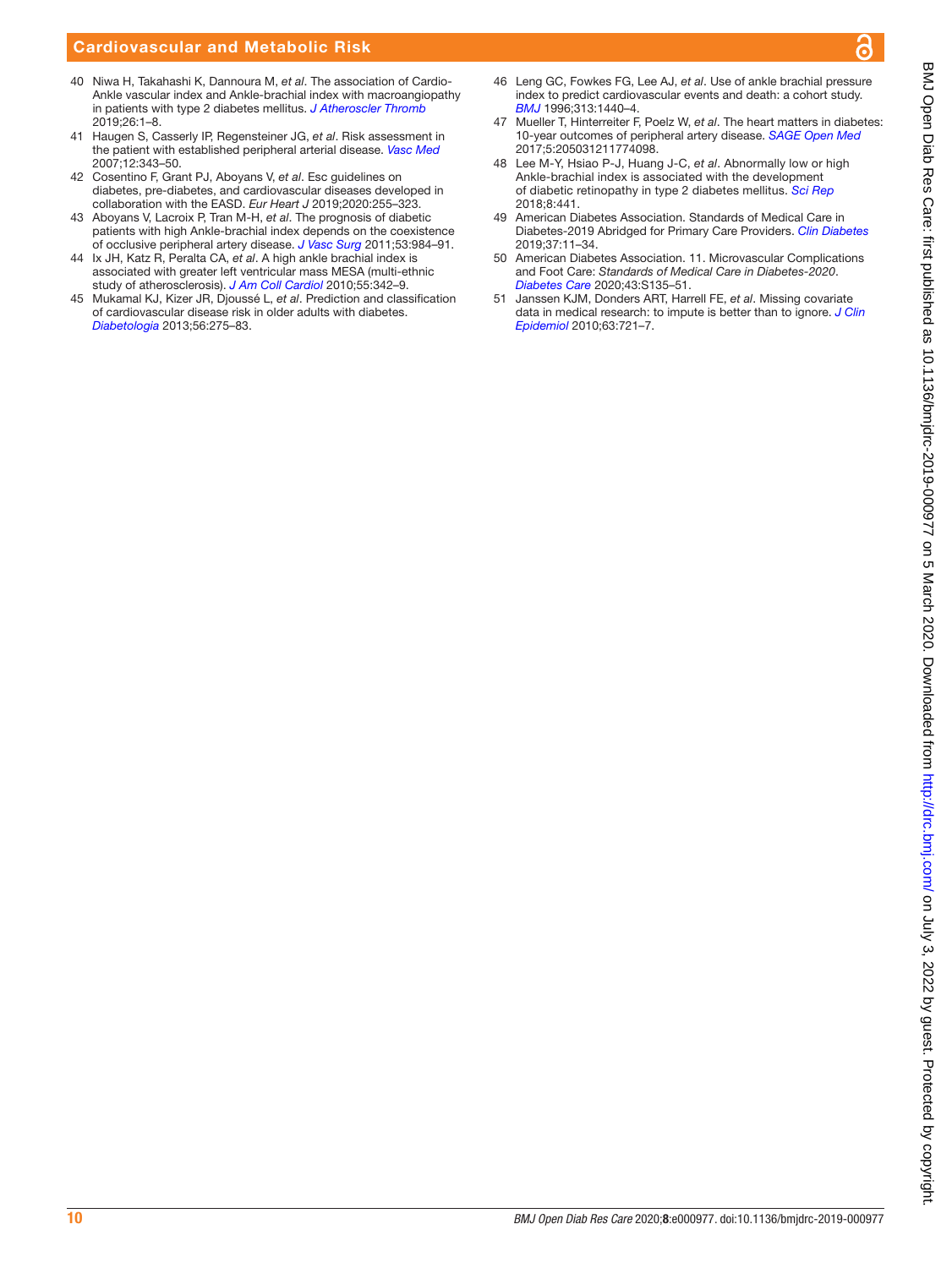40 Niwa H, Takahashi K, Dannoura M, *et al*. The association of Cardio-Ankle vascular index and Ankle-brachial index with macroangiopathy in patients with type 2 diabetes mellitus. *J Atheroscler Thromb* 2019;26:1–8.
41 Haugen S, Casserly IP, Regensteiner JG, *et al*. Risk assessment in the patient with established peripheral arterial disease. *Vasc Med* 2007;12:343–50.
42 Cosentino F, Grant PJ, Aboyans V, *et al*. Esc guidelines on diabetes, pre-diabetes, and cardiovascular diseases developed in collaboration with the EASD. *Eur Heart J* 2019;2020:255–323.
43 Aboyans V, Lacroix P, Tran M-H, *et al*. The prognosis of diabetic patients with high Ankle-brachial index depends on the coexistence of occlusive peripheral artery disease. *J Vasc Surg* 2011;53:984–91.
44 Ix JH, Katz R, Peralta CA, *et al*. A high ankle brachial index is associated with greater left ventricular mass MESA (multi-ethnic study of atherosclerosis). *J Am Coll Cardiol* 2010;55:342–9.
45 Mukamal KJ, Kizer JR, Djoussé L, *et al*. Prediction and classification of cardiovascular disease risk in older adults with diabetes. *Diabetologia* 2013;56:275–83.
46 Leng GC, Fowkes FG, Lee AJ, *et al*. Use of ankle brachial pressure index to predict cardiovascular events and death: a cohort study. *BMJ* 1996;313:1440–4.
47 Mueller T, Hinterreiter F, Poelz W, *et al*. The heart matters in diabetes: 10-year outcomes of peripheral artery disease. *SAGE Open Med* 2017;5:205031211774098.
48 Lee M-Y, Hsiao P-J, Huang J-C, *et al*. Abnormally low or high Ankle-brachial index is associated with the development of diabetic retinopathy in type 2 diabetes mellitus. *Sci Rep* 2018;8:441.
49 American Diabetes Association. Standards of Medical Care in Diabetes-2019 Abridged for Primary Care Providers. *Clin Diabetes* 2019;37:11–34.
50 American Diabetes Association. 11. Microvascular Complications and Foot Care: *Standards of Medical Care in Diabetes-2020*. *Diabetes Care* 2020;43:S135–51.
51 Janssen KJM, Donders ART, Harrell FE, *et al*. Missing covariate data in medical research: to impute is better than to ignore. *J Clin Epidemiol* 2010;63:721–7.